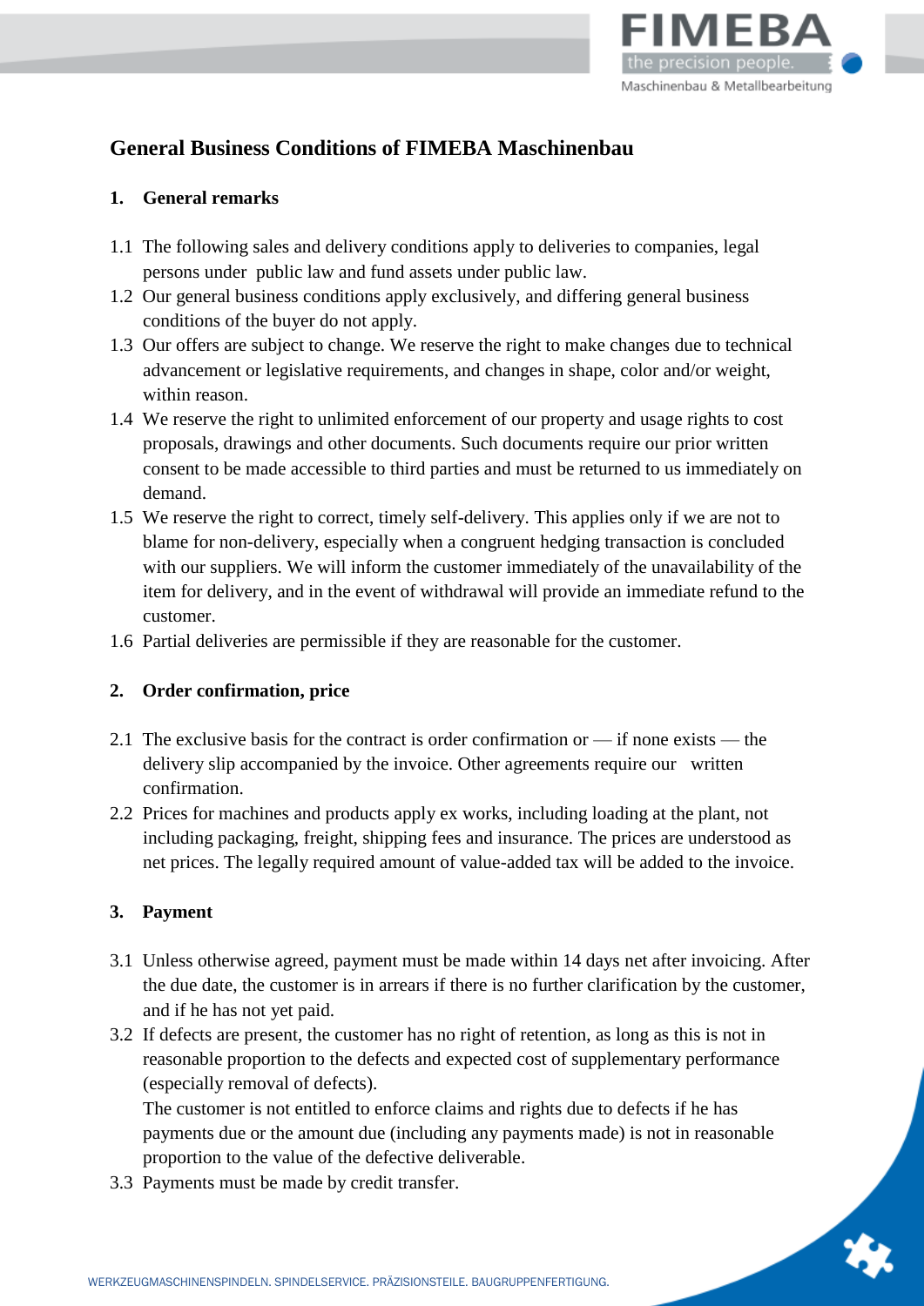# General Business Conditions of FIMEBA Maschinenbau

## 1. General remarks

1.1 The following sales and delivery conditions apply to deliveries to companies, legal persons under public law and fund assets under public law.

1.2 Our general business conditions apply exclusively, and differing general business conditions of the buyer do not apply.

1.3 Our offers are subject to change. We reserve the right to make changes due to technical advancement or legislative requirements, and changes in shape, color and/or weight, within reason.

1.4 We reserve the right to unlimited enforcement of our property and usage rights to cost proposals, drawings and other documents. Such documents require our prior written consent to be made accessible to third parties and must be returned to us immediately on demand.

1.5 We reserve the right to correct, timely self-delivery. This applies only if we are not to blame for non-delivery, especially when a congruent hedging transaction is concluded with our suppliers. We will inform the customer immediately of the unavailability of the item for delivery, and in the event of withdrawal will provide an immediate refund to the customer.

1.6 Partial deliveries are permissible if they are reasonable for the customer.

## 2. Order confirmation, price

2.1 The exclusive basis for the contract is order confirmation or — if none exists — the delivery slip accompanied by the invoice. Other agreements require our written confirmation.

2.2 Prices for machines and products apply ex works, including loading at the plant, not including packaging, freight, shipping fees and insurance. The prices are understood as net prices. The legally required amount of value-added tax will be added to the invoice.

## 3. Payment

3.1 Unless otherwise agreed, payment must be made within 14 days net after invoicing. After the due date, the customer is in arrears if there is no further clarification by the customer, and if he has not yet paid.

3.2 If defects are present, the customer has no right of retention, as long as this is not in reasonable proportion to the defects and expected cost of supplementary performance (especially removal of defects).
The customer is not entitled to enforce claims and rights due to defects if he has payments due or the amount due (including any payments made) is not in reasonable proportion to the value of the defective deliverable.

3.3 Payments must be made by credit transfer.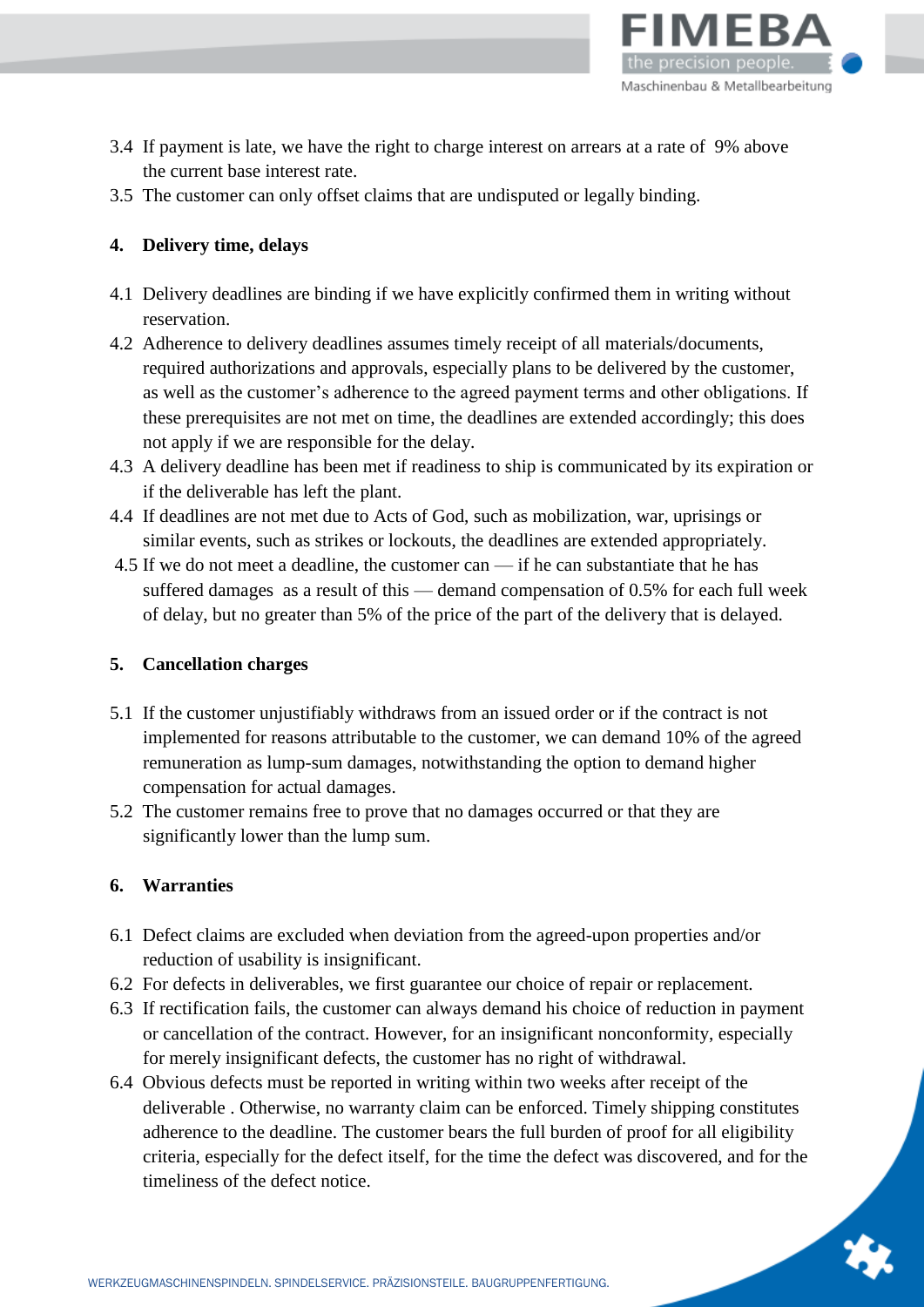3.4 If payment is late, we have the right to charge interest on arrears at a rate of 9% above the current base interest rate.

3.5 The customer can only offset claims that are undisputed or legally binding.

## 4. Delivery time, delays

4.1 Delivery deadlines are binding if we have explicitly confirmed them in writing without reservation.

4.2 Adherence to delivery deadlines assumes timely receipt of all materials/documents, required authorizations and approvals, especially plans to be delivered by the customer, as well as the customer's adherence to the agreed payment terms and other obligations. If these prerequisites are not met on time, the deadlines are extended accordingly; this does not apply if we are responsible for the delay.

4.3 A delivery deadline has been met if readiness to ship is communicated by its expiration or if the deliverable has left the plant.

4.4 If deadlines are not met due to Acts of God, such as mobilization, war, uprisings or similar events, such as strikes or lockouts, the deadlines are extended appropriately.

4.5 If we do not meet a deadline, the customer can — if he can substantiate that he has suffered damages as a result of this — demand compensation of 0.5% for each full week of delay, but no greater than 5% of the price of the part of the delivery that is delayed.

## 5. Cancellation charges

5.1 If the customer unjustifiably withdraws from an issued order or if the contract is not implemented for reasons attributable to the customer, we can demand 10% of the agreed remuneration as lump-sum damages, notwithstanding the option to demand higher compensation for actual damages.

5.2 The customer remains free to prove that no damages occurred or that they are significantly lower than the lump sum.

## 6. Warranties

6.1 Defect claims are excluded when deviation from the agreed-upon properties and/or reduction of usability is insignificant.

6.2 For defects in deliverables, we first guarantee our choice of repair or replacement.

6.3 If rectification fails, the customer can always demand his choice of reduction in payment or cancellation of the contract. However, for an insignificant nonconformity, especially for merely insignificant defects, the customer has no right of withdrawal.

6.4 Obvious defects must be reported in writing within two weeks after receipt of the deliverable . Otherwise, no warranty claim can be enforced. Timely shipping constitutes adherence to the deadline. The customer bears the full burden of proof for all eligibility criteria, especially for the defect itself, for the time the defect was discovered, and for the timeliness of the defect notice.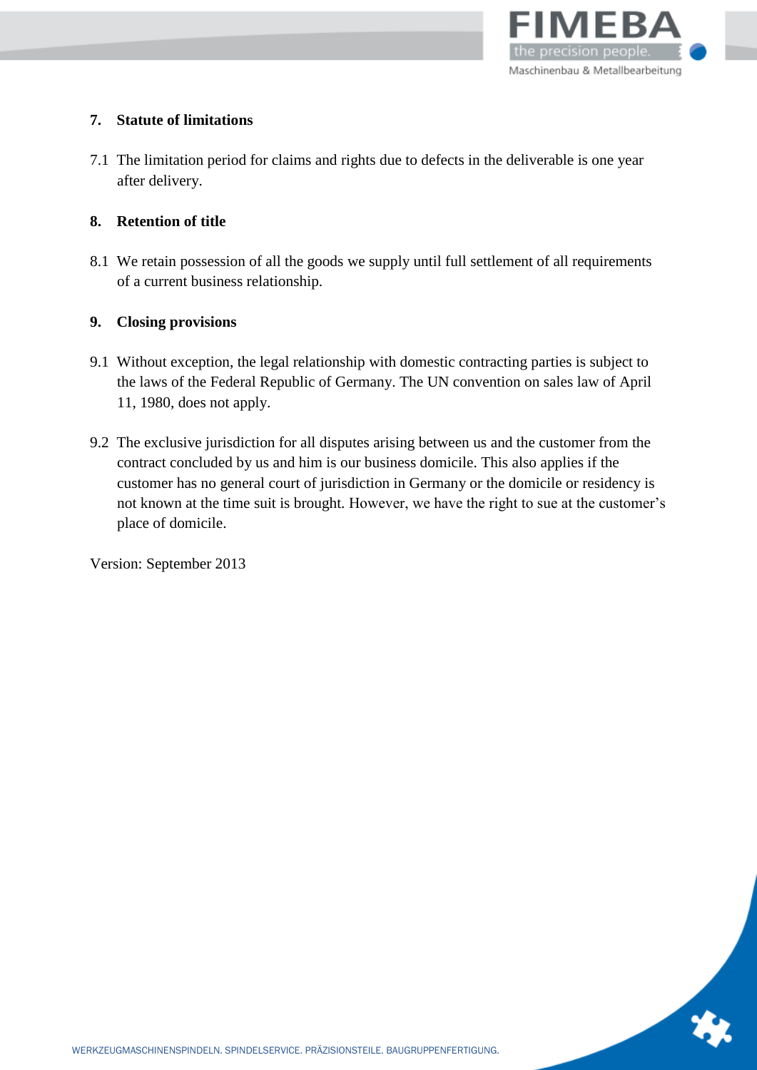## 7. Statute of limitations

7.1 The limitation period for claims and rights due to defects in the deliverable is one year after delivery.

## 8. Retention of title

8.1 We retain possession of all the goods we supply until full settlement of all requirements of a current business relationship.

## 9. Closing provisions

9.1 Without exception, the legal relationship with domestic contracting parties is subject to the laws of the Federal Republic of Germany. The UN convention on sales law of April 11, 1980, does not apply.

9.2 The exclusive jurisdiction for all disputes arising between us and the customer from the contract concluded by us and him is our business domicile. This also applies if the customer has no general court of jurisdiction in Germany or the domicile or residency is not known at the time suit is brought. However, we have the right to sue at the customer's place of domicile.

Version: September 2013